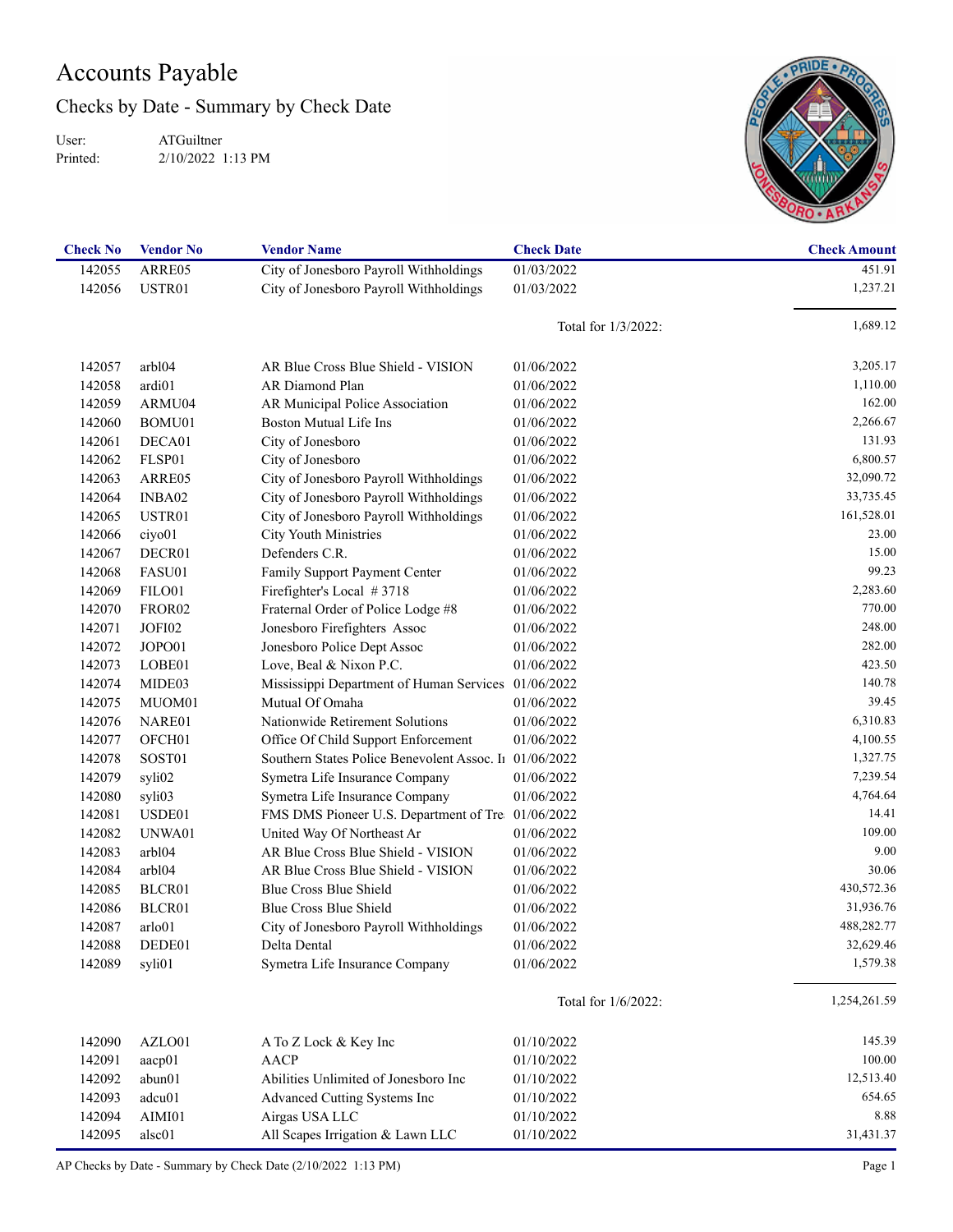# Accounts Payable

## Checks by Date - Summary by Check Date

User: ATGuiltner
Printed: 2/10/2022 1:13 PM

| Check No | Vendor No | Vendor Name | Check Date | Check Amount |
|---|---|---|---|---|
| 142055 | ARRE05 | City of Jonesboro Payroll Withholdings | 01/03/2022 | 451.91 |
| 142056 | USTR01 | City of Jonesboro Payroll Withholdings | 01/03/2022 | 1,237.21 |
| | | | Total for 1/3/2022: | 1,689.12 |
| 142057 | arbl04 | AR Blue Cross Blue Shield - VISION | 01/06/2022 | 3,205.17 |
| 142058 | ardi01 | AR Diamond Plan | 01/06/2022 | 1,110.00 |
| 142059 | ARMU04 | AR Municipal Police Association | 01/06/2022 | 162.00 |
| 142060 | BOMU01 | Boston Mutual Life Ins | 01/06/2022 | 2,266.67 |
| 142061 | DECA01 | City of Jonesboro | 01/06/2022 | 131.93 |
| 142062 | FLSP01 | City of Jonesboro | 01/06/2022 | 6,800.57 |
| 142063 | ARRE05 | City of Jonesboro Payroll Withholdings | 01/06/2022 | 32,090.72 |
| 142064 | INBA02 | City of Jonesboro Payroll Withholdings | 01/06/2022 | 33,735.45 |
| 142065 | USTR01 | City of Jonesboro Payroll Withholdings | 01/06/2022 | 161,528.01 |
| 142066 | ciyo01 | City Youth Ministries | 01/06/2022 | 23.00 |
| 142067 | DECR01 | Defenders C.R. | 01/06/2022 | 15.00 |
| 142068 | FASU01 | Family Support Payment Center | 01/06/2022 | 99.23 |
| 142069 | FILO01 | Firefighter's Local # 3718 | 01/06/2022 | 2,283.60 |
| 142070 | FROR02 | Fraternal Order of Police Lodge #8 | 01/06/2022 | 770.00 |
| 142071 | JOFI02 | Jonesboro Firefighters Assoc | 01/06/2022 | 248.00 |
| 142072 | JOPO01 | Jonesboro Police Dept Assoc | 01/06/2022 | 282.00 |
| 142073 | LOBE01 | Love, Beal & Nixon P.C. | 01/06/2022 | 423.50 |
| 142074 | MIDE03 | Mississippi Department of Human Services | 01/06/2022 | 140.78 |
| 142075 | MUOM01 | Mutual Of Omaha | 01/06/2022 | 39.45 |
| 142076 | NARE01 | Nationwide Retirement Solutions | 01/06/2022 | 6,310.83 |
| 142077 | OFCH01 | Office Of Child Support Enforcement | 01/06/2022 | 4,100.55 |
| 142078 | SOST01 | Southern States Police Benevolent Assoc. Ii | 01/06/2022 | 1,327.75 |
| 142079 | syli02 | Symetra Life Insurance Company | 01/06/2022 | 7,239.54 |
| 142080 | syli03 | Symetra Life Insurance Company | 01/06/2022 | 4,764.64 |
| 142081 | USDE01 | FMS DMS Pioneer U.S. Department of Tre | 01/06/2022 | 14.41 |
| 142082 | UNWA01 | United Way Of Northeast Ar | 01/06/2022 | 109.00 |
| 142083 | arbl04 | AR Blue Cross Blue Shield - VISION | 01/06/2022 | 9.00 |
| 142084 | arbl04 | AR Blue Cross Blue Shield - VISION | 01/06/2022 | 30.06 |
| 142085 | BLCR01 | Blue Cross Blue Shield | 01/06/2022 | 430,572.36 |
| 142086 | BLCR01 | Blue Cross Blue Shield | 01/06/2022 | 31,936.76 |
| 142087 | arlo01 | City of Jonesboro Payroll Withholdings | 01/06/2022 | 488,282.77 |
| 142088 | DEDE01 | Delta Dental | 01/06/2022 | 32,629.46 |
| 142089 | syli01 | Symetra Life Insurance Company | 01/06/2022 | 1,579.38 |
| | | | Total for 1/6/2022: | 1,254,261.59 |
| 142090 | AZLO01 | A To Z Lock & Key Inc | 01/10/2022 | 145.39 |
| 142091 | aacp01 | AACP | 01/10/2022 | 100.00 |
| 142092 | abun01 | Abilities Unlimited of Jonesboro Inc | 01/10/2022 | 12,513.40 |
| 142093 | adcu01 | Advanced Cutting Systems Inc | 01/10/2022 | 654.65 |
| 142094 | AIMI01 | Airgas USA LLC | 01/10/2022 | 8.88 |
| 142095 | alsc01 | All Scapes Irrigation & Lawn LLC | 01/10/2022 | 31,431.37 |

AP Checks by Date - Summary by Check Date (2/10/2022 1:13 PM)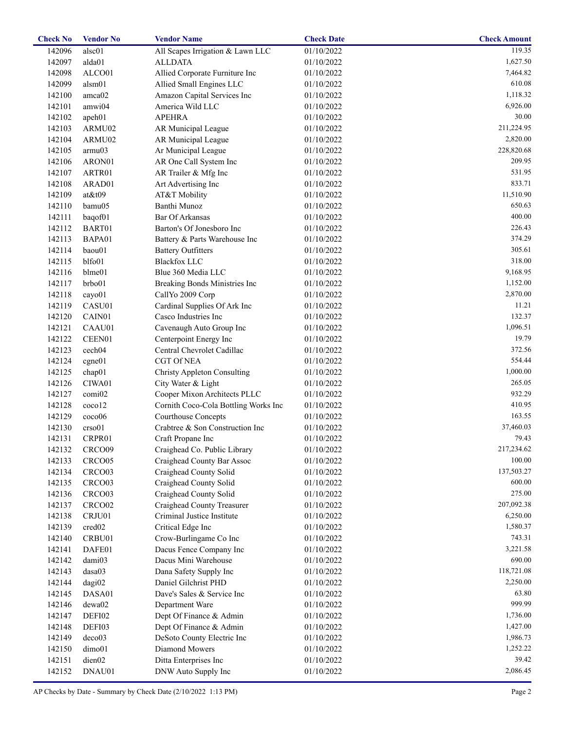| Check No | Vendor No | Vendor Name | Check Date | Check Amount |
|---|---|---|---|---|
| 142096 | alsc01 | All Scapes Irrigation & Lawn LLC | 01/10/2022 | 119.35 |
| 142097 | alda01 | ALLDATA | 01/10/2022 | 1,627.50 |
| 142098 | ALCO01 | Allied Corporate Furniture Inc | 01/10/2022 | 7,464.82 |
| 142099 | alsm01 | Allied Small Engines LLC | 01/10/2022 | 610.08 |
| 142100 | amca02 | Amazon Capital Services Inc | 01/10/2022 | 1,118.32 |
| 142101 | amwi04 | America Wild LLC | 01/10/2022 | 6,926.00 |
| 142102 | apeh01 | APEHRA | 01/10/2022 | 30.00 |
| 142103 | ARMU02 | AR Municipal League | 01/10/2022 | 211,224.95 |
| 142104 | ARMU02 | AR Municipal League | 01/10/2022 | 2,820.00 |
| 142105 | armu03 | Ar Municipal League | 01/10/2022 | 228,820.68 |
| 142106 | ARON01 | AR One Call System Inc | 01/10/2022 | 209.95 |
| 142107 | ARTR01 | AR Trailer & Mfg Inc | 01/10/2022 | 531.95 |
| 142108 | ARAD01 | Art Advertising Inc | 01/10/2022 | 833.71 |
| 142109 | at&t09 | AT&T Mobility | 01/10/2022 | 11,510.90 |
| 142110 | bamu05 | Banthi Munoz | 01/10/2022 | 650.63 |
| 142111 | baqof01 | Bar Of Arkansas | 01/10/2022 | 400.00 |
| 142112 | BART01 | Barton's Of Jonesboro Inc | 01/10/2022 | 226.43 |
| 142113 | BAPA01 | Battery & Parts Warehouse Inc | 01/10/2022 | 374.29 |
| 142114 | baou01 | Battery Outfitters | 01/10/2022 | 305.61 |
| 142115 | blfo01 | Blackfox LLC | 01/10/2022 | 318.00 |
| 142116 | blme01 | Blue 360 Media LLC | 01/10/2022 | 9,168.95 |
| 142117 | brbo01 | Breaking Bonds Ministries Inc | 01/10/2022 | 1,152.00 |
| 142118 | cayo01 | CallYo 2009 Corp | 01/10/2022 | 2,870.00 |
| 142119 | CASU01 | Cardinal Supplies Of Ark Inc | 01/10/2022 | 11.21 |
| 142120 | CAIN01 | Casco Industries Inc | 01/10/2022 | 132.37 |
| 142121 | CAAU01 | Cavenaugh Auto Group Inc | 01/10/2022 | 1,096.51 |
| 142122 | CEEN01 | Centerpoint Energy Inc | 01/10/2022 | 19.79 |
| 142123 | cech04 | Central Chevrolet Cadillac | 01/10/2022 | 372.56 |
| 142124 | cgne01 | CGT Of NEA | 01/10/2022 | 554.44 |
| 142125 | chap01 | Christy Appleton Consulting | 01/10/2022 | 1,000.00 |
| 142126 | CIWA01 | City Water & Light | 01/10/2022 | 265.05 |
| 142127 | comi02 | Cooper Mixon Architects PLLC | 01/10/2022 | 932.29 |
| 142128 | coco12 | Cornith Coco-Cola Bottling Works Inc | 01/10/2022 | 410.95 |
| 142129 | coco06 | Courthouse Concepts | 01/10/2022 | 163.55 |
| 142130 | crso01 | Crabtree & Son Construction Inc | 01/10/2022 | 37,460.03 |
| 142131 | CRPR01 | Craft Propane Inc | 01/10/2022 | 79.43 |
| 142132 | CRCO09 | Craighead Co. Public Library | 01/10/2022 | 217,234.62 |
| 142133 | CRCO05 | Craighead County Bar Assoc | 01/10/2022 | 100.00 |
| 142134 | CRCO03 | Craighead County Solid | 01/10/2022 | 137,503.27 |
| 142135 | CRCO03 | Craighead County Solid | 01/10/2022 | 600.00 |
| 142136 | CRCO03 | Craighead County Solid | 01/10/2022 | 275.00 |
| 142137 | CRCO02 | Craighead County Treasurer | 01/10/2022 | 207,092.38 |
| 142138 | CRJU01 | Criminal Justice Institute | 01/10/2022 | 6,250.00 |
| 142139 | cred02 | Critical Edge Inc | 01/10/2022 | 1,580.37 |
| 142140 | CRBU01 | Crow-Burlingame Co Inc | 01/10/2022 | 743.31 |
| 142141 | DAFE01 | Dacus Fence Company Inc | 01/10/2022 | 3,221.58 |
| 142142 | dami03 | Dacus Mini Warehouse | 01/10/2022 | 690.00 |
| 142143 | dasa03 | Dana Safety Supply Inc | 01/10/2022 | 118,721.08 |
| 142144 | dagi02 | Daniel Gilchrist PHD | 01/10/2022 | 2,250.00 |
| 142145 | DASA01 | Dave's Sales & Service Inc | 01/10/2022 | 63.80 |
| 142146 | dewa02 | Department Ware | 01/10/2022 | 999.99 |
| 142147 | DEFI02 | Dept Of Finance & Admin | 01/10/2022 | 1,736.00 |
| 142148 | DEFI03 | Dept Of Finance & Admin | 01/10/2022 | 1,427.00 |
| 142149 | deco03 | DeSoto County Electric Inc | 01/10/2022 | 1,986.73 |
| 142150 | dimo01 | Diamond Mowers | 01/10/2022 | 1,252.22 |
| 142151 | dien02 | Ditta Enterprises Inc | 01/10/2022 | 39.42 |
| 142152 | DNAU01 | DNW Auto Supply Inc | 01/10/2022 | 2,086.45 |

AP Checks by Date - Summary by Check Date (2/10/2022 1:13 PM)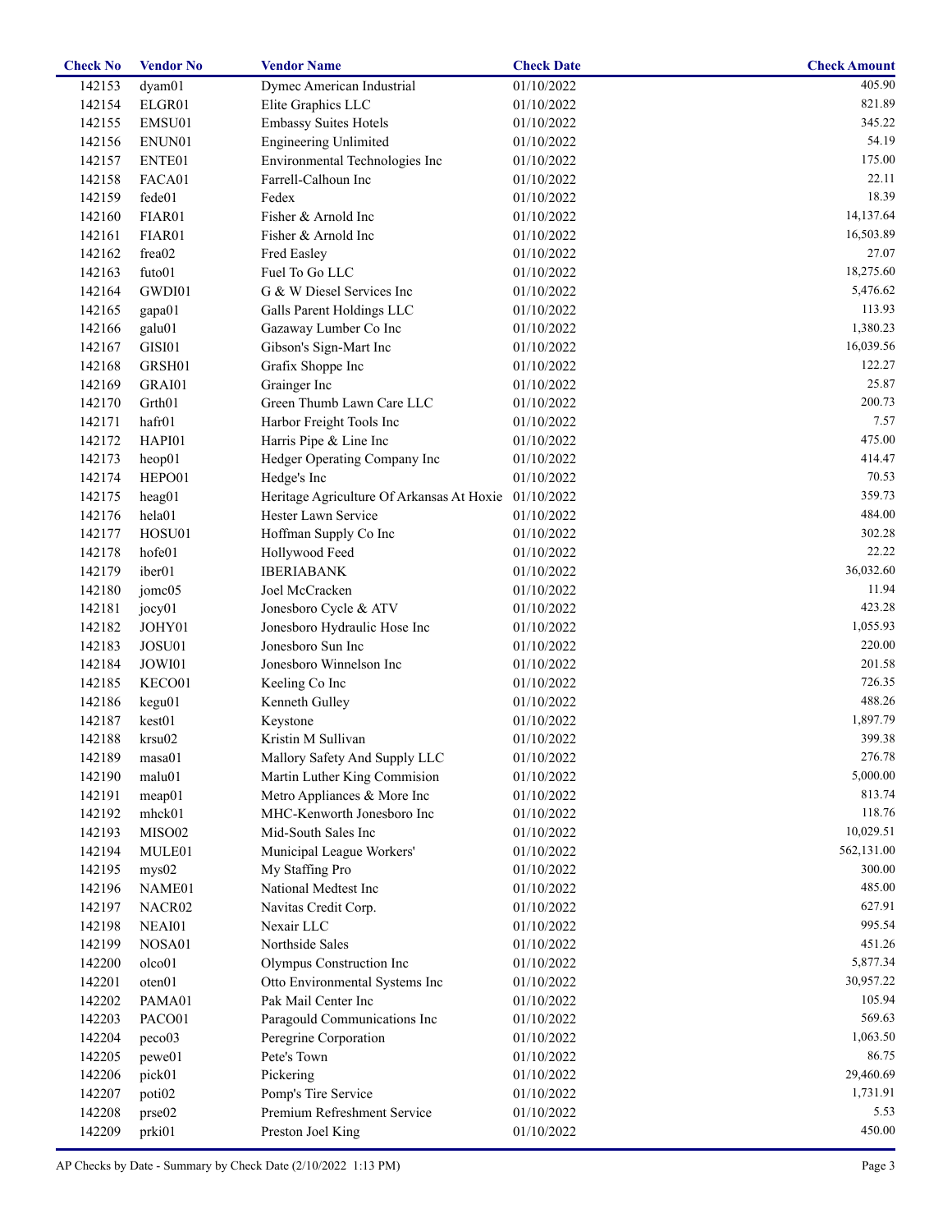| Check No | Vendor No | Vendor Name | Check Date | Check Amount |
|---|---|---|---|---|
| 142153 | dyam01 | Dymec American Industrial | 01/10/2022 | 405.90 |
| 142154 | ELGR01 | Elite Graphics LLC | 01/10/2022 | 821.89 |
| 142155 | EMSU01 | Embassy Suites Hotels | 01/10/2022 | 345.22 |
| 142156 | ENUN01 | Engineering Unlimited | 01/10/2022 | 54.19 |
| 142157 | ENTE01 | Environmental Technologies Inc | 01/10/2022 | 175.00 |
| 142158 | FACA01 | Farrell-Calhoun Inc | 01/10/2022 | 22.11 |
| 142159 | fede01 | Fedex | 01/10/2022 | 18.39 |
| 142160 | FIAR01 | Fisher & Arnold Inc | 01/10/2022 | 14,137.64 |
| 142161 | FIAR01 | Fisher & Arnold Inc | 01/10/2022 | 16,503.89 |
| 142162 | frea02 | Fred Easley | 01/10/2022 | 27.07 |
| 142163 | futo01 | Fuel To Go LLC | 01/10/2022 | 18,275.60 |
| 142164 | GWDI01 | G & W Diesel Services Inc | 01/10/2022 | 5,476.62 |
| 142165 | gapa01 | Galls Parent Holdings LLC | 01/10/2022 | 113.93 |
| 142166 | galu01 | Gazaway Lumber Co Inc | 01/10/2022 | 1,380.23 |
| 142167 | GISI01 | Gibson's Sign-Mart Inc | 01/10/2022 | 16,039.56 |
| 142168 | GRSH01 | Grafix Shoppe Inc | 01/10/2022 | 122.27 |
| 142169 | GRAI01 | Grainger Inc | 01/10/2022 | 25.87 |
| 142170 | Grth01 | Green Thumb Lawn Care LLC | 01/10/2022 | 200.73 |
| 142171 | hafr01 | Harbor Freight Tools Inc | 01/10/2022 | 7.57 |
| 142172 | HAPI01 | Harris Pipe & Line Inc | 01/10/2022 | 475.00 |
| 142173 | heop01 | Hedger Operating Company Inc | 01/10/2022 | 414.47 |
| 142174 | HEPO01 | Hedge's Inc | 01/10/2022 | 70.53 |
| 142175 | heag01 | Heritage Agriculture Of Arkansas At Hoxie | 01/10/2022 | 359.73 |
| 142176 | hela01 | Hester Lawn Service | 01/10/2022 | 484.00 |
| 142177 | HOSU01 | Hoffman Supply Co Inc | 01/10/2022 | 302.28 |
| 142178 | hofe01 | Hollywood Feed | 01/10/2022 | 22.22 |
| 142179 | iber01 | IBERIABANK | 01/10/2022 | 36,032.60 |
| 142180 | jomc05 | Joel McCracken | 01/10/2022 | 11.94 |
| 142181 | jocy01 | Jonesboro Cycle & ATV | 01/10/2022 | 423.28 |
| 142182 | JOHY01 | Jonesboro Hydraulic Hose Inc | 01/10/2022 | 1,055.93 |
| 142183 | JOSU01 | Jonesboro Sun Inc | 01/10/2022 | 220.00 |
| 142184 | JOWI01 | Jonesboro Winnelson Inc | 01/10/2022 | 201.58 |
| 142185 | KECO01 | Keeling Co Inc | 01/10/2022 | 726.35 |
| 142186 | kegu01 | Kenneth Gulley | 01/10/2022 | 488.26 |
| 142187 | kest01 | Keystone | 01/10/2022 | 1,897.79 |
| 142188 | krsu02 | Kristin M Sullivan | 01/10/2022 | 399.38 |
| 142189 | masa01 | Mallory Safety And Supply LLC | 01/10/2022 | 276.78 |
| 142190 | malu01 | Martin Luther King Commision | 01/10/2022 | 5,000.00 |
| 142191 | meap01 | Metro Appliances & More Inc | 01/10/2022 | 813.74 |
| 142192 | mhck01 | MHC-Kenworth Jonesboro Inc | 01/10/2022 | 118.76 |
| 142193 | MISO02 | Mid-South Sales Inc | 01/10/2022 | 10,029.51 |
| 142194 | MULE01 | Municipal League Workers' | 01/10/2022 | 562,131.00 |
| 142195 | mys02 | My Staffing Pro | 01/10/2022 | 300.00 |
| 142196 | NAME01 | National Medtest Inc | 01/10/2022 | 485.00 |
| 142197 | NACR02 | Navitas Credit Corp. | 01/10/2022 | 627.91 |
| 142198 | NEAI01 | Nexair LLC | 01/10/2022 | 995.54 |
| 142199 | NOSA01 | Northside Sales | 01/10/2022 | 451.26 |
| 142200 | olco01 | Olympus Construction Inc | 01/10/2022 | 5,877.34 |
| 142201 | oten01 | Otto Environmental Systems Inc | 01/10/2022 | 30,957.22 |
| 142202 | PAMA01 | Pak Mail Center Inc | 01/10/2022 | 105.94 |
| 142203 | PACO01 | Paragould Communications Inc | 01/10/2022 | 569.63 |
| 142204 | peco03 | Peregrine Corporation | 01/10/2022 | 1,063.50 |
| 142205 | pewe01 | Pete's Town | 01/10/2022 | 86.75 |
| 142206 | pick01 | Pickering | 01/10/2022 | 29,460.69 |
| 142207 | poti02 | Pomp's Tire Service | 01/10/2022 | 1,731.91 |
| 142208 | prse02 | Premium Refreshment Service | 01/10/2022 | 5.53 |
| 142209 | prki01 | Preston Joel King | 01/10/2022 | 450.00 |

AP Checks by Date - Summary by Check Date (2/10/2022 1:13 PM)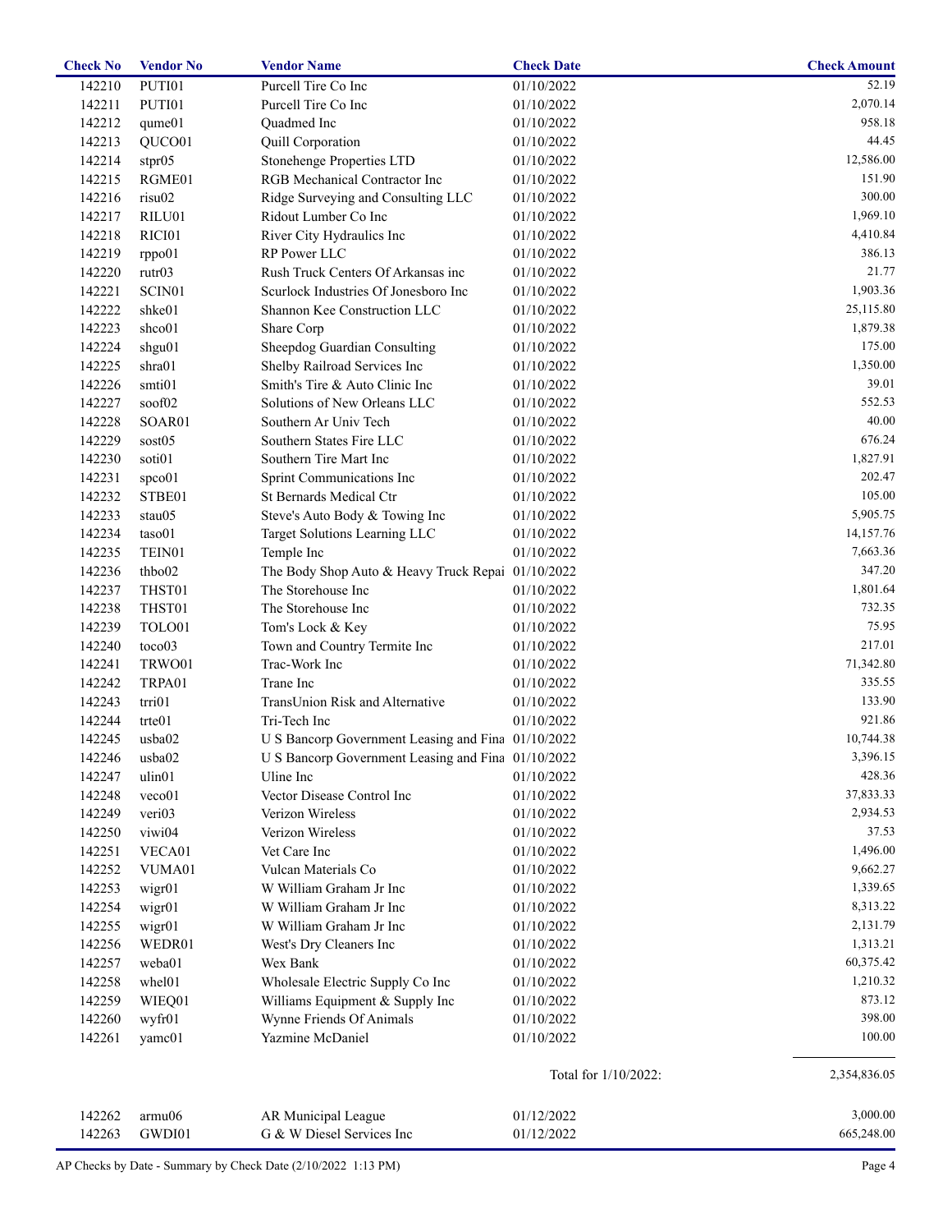| Check No | Vendor No | Vendor Name | Check Date | Check Amount |
|---|---|---|---|---|
| 142210 | PUTI01 | Purcell Tire Co Inc | 01/10/2022 | 52.19 |
| 142211 | PUTI01 | Purcell Tire Co Inc | 01/10/2022 | 2,070.14 |
| 142212 | qume01 | Quadmed Inc | 01/10/2022 | 958.18 |
| 142213 | QUCO01 | Quill Corporation | 01/10/2022 | 44.45 |
| 142214 | stpr05 | Stonehenge Properties LTD | 01/10/2022 | 12,586.00 |
| 142215 | RGME01 | RGB Mechanical Contractor Inc | 01/10/2022 | 151.90 |
| 142216 | risu02 | Ridge Surveying and Consulting LLC | 01/10/2022 | 300.00 |
| 142217 | RILU01 | Ridout Lumber Co Inc | 01/10/2022 | 1,969.10 |
| 142218 | RICI01 | River City Hydraulics Inc | 01/10/2022 | 4,410.84 |
| 142219 | rppo01 | RP Power LLC | 01/10/2022 | 386.13 |
| 142220 | rutr03 | Rush Truck Centers Of Arkansas inc | 01/10/2022 | 21.77 |
| 142221 | SCIN01 | Scurlock Industries Of Jonesboro Inc | 01/10/2022 | 1,903.36 |
| 142222 | shke01 | Shannon Kee Construction LLC | 01/10/2022 | 25,115.80 |
| 142223 | shco01 | Share Corp | 01/10/2022 | 1,879.38 |
| 142224 | shgu01 | Sheepdog Guardian Consulting | 01/10/2022 | 175.00 |
| 142225 | shra01 | Shelby Railroad Services Inc | 01/10/2022 | 1,350.00 |
| 142226 | smti01 | Smith's Tire & Auto Clinic Inc | 01/10/2022 | 39.01 |
| 142227 | soof02 | Solutions of New Orleans LLC | 01/10/2022 | 552.53 |
| 142228 | SOAR01 | Southern Ar Univ Tech | 01/10/2022 | 40.00 |
| 142229 | sost05 | Southern States Fire LLC | 01/10/2022 | 676.24 |
| 142230 | soti01 | Southern Tire Mart Inc | 01/10/2022 | 1,827.91 |
| 142231 | spco01 | Sprint Communications Inc | 01/10/2022 | 202.47 |
| 142232 | STBE01 | St Bernards Medical Ctr | 01/10/2022 | 105.00 |
| 142233 | stau05 | Steve's Auto Body & Towing Inc | 01/10/2022 | 5,905.75 |
| 142234 | taso01 | Target Solutions Learning LLC | 01/10/2022 | 14,157.76 |
| 142235 | TEIN01 | Temple Inc | 01/10/2022 | 7,663.36 |
| 142236 | thbo02 | The Body Shop Auto & Heavy Truck Repai | 01/10/2022 | 347.20 |
| 142237 | THST01 | The Storehouse Inc | 01/10/2022 | 1,801.64 |
| 142238 | THST01 | The Storehouse Inc | 01/10/2022 | 732.35 |
| 142239 | TOLO01 | Tom's Lock & Key | 01/10/2022 | 75.95 |
| 142240 | toco03 | Town and Country Termite Inc | 01/10/2022 | 217.01 |
| 142241 | TRWO01 | Trac-Work Inc | 01/10/2022 | 71,342.80 |
| 142242 | TRPA01 | Trane Inc | 01/10/2022 | 335.55 |
| 142243 | trri01 | TransUnion Risk and Alternative | 01/10/2022 | 133.90 |
| 142244 | trte01 | Tri-Tech Inc | 01/10/2022 | 921.86 |
| 142245 | usba02 | U S Bancorp Government Leasing and Fina | 01/10/2022 | 10,744.38 |
| 142246 | usba02 | U S Bancorp Government Leasing and Fina | 01/10/2022 | 3,396.15 |
| 142247 | ulin01 | Uline Inc | 01/10/2022 | 428.36 |
| 142248 | veco01 | Vector Disease Control Inc | 01/10/2022 | 37,833.33 |
| 142249 | veri03 | Verizon Wireless | 01/10/2022 | 2,934.53 |
| 142250 | viwi04 | Verizon Wireless | 01/10/2022 | 37.53 |
| 142251 | VECA01 | Vet Care Inc | 01/10/2022 | 1,496.00 |
| 142252 | VUMA01 | Vulcan Materials Co | 01/10/2022 | 9,662.27 |
| 142253 | wigr01 | W William Graham Jr Inc | 01/10/2022 | 1,339.65 |
| 142254 | wigr01 | W William Graham Jr Inc | 01/10/2022 | 8,313.22 |
| 142255 | wigr01 | W William Graham Jr Inc | 01/10/2022 | 2,131.79 |
| 142256 | WEDR01 | West's Dry Cleaners Inc | 01/10/2022 | 1,313.21 |
| 142257 | weba01 | Wex Bank | 01/10/2022 | 60,375.42 |
| 142258 | whel01 | Wholesale Electric Supply Co Inc | 01/10/2022 | 1,210.32 |
| 142259 | WIEQ01 | Williams Equipment & Supply Inc | 01/10/2022 | 873.12 |
| 142260 | wyfr01 | Wynne Friends Of Animals | 01/10/2022 | 398.00 |
| 142261 | yamc01 | Yazmine McDaniel | 01/10/2022 | 100.00 |
| | | | Total for 1/10/2022: | 2,354,836.05 |
| 142262 | armu06 | AR Municipal League | 01/12/2022 | 3,000.00 |
| 142263 | GWDI01 | G & W Diesel Services Inc | 01/12/2022 | 665,248.00 |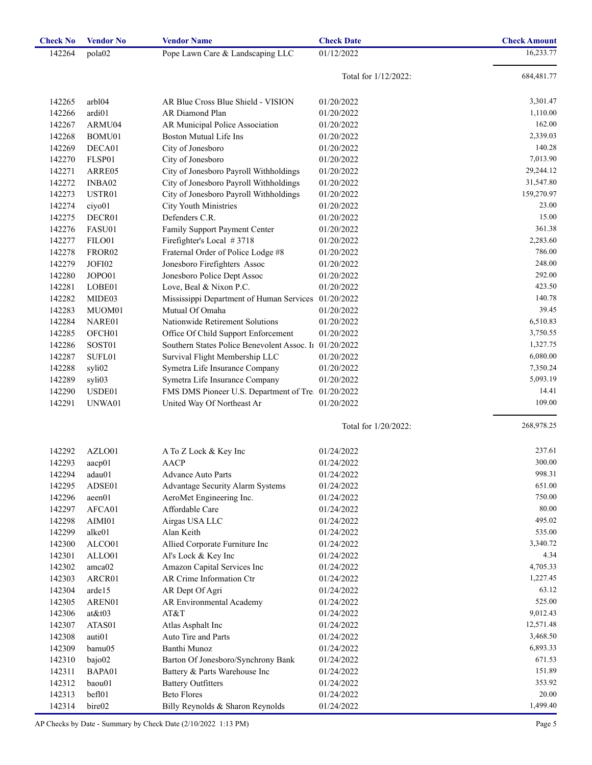| Check No | Vendor No | Vendor Name | Check Date | Check Amount |
|---|---|---|---|---|
| 142264 | pola02 | Pope Lawn Care & Landscaping LLC | 01/12/2022 | 16,233.77 |
| | | | Total for 1/12/2022: | 684,481.77 |
| 142265 | arbl04 | AR Blue Cross Blue Shield - VISION | 01/20/2022 | 3,301.47 |
| 142266 | ardi01 | AR Diamond Plan | 01/20/2022 | 1,110.00 |
| 142267 | ARMU04 | AR Municipal Police Association | 01/20/2022 | 162.00 |
| 142268 | BOMU01 | Boston Mutual Life Ins | 01/20/2022 | 2,339.03 |
| 142269 | DECA01 | City of Jonesboro | 01/20/2022 | 140.28 |
| 142270 | FLSP01 | City of Jonesboro | 01/20/2022 | 7,013.90 |
| 142271 | ARRE05 | City of Jonesboro Payroll Withholdings | 01/20/2022 | 29,244.12 |
| 142272 | INBA02 | City of Jonesboro Payroll Withholdings | 01/20/2022 | 31,547.80 |
| 142273 | USTR01 | City of Jonesboro Payroll Withholdings | 01/20/2022 | 159,270.97 |
| 142274 | ciyo01 | City Youth Ministries | 01/20/2022 | 23.00 |
| 142275 | DECR01 | Defenders C.R. | 01/20/2022 | 15.00 |
| 142276 | FASU01 | Family Support Payment Center | 01/20/2022 | 361.38 |
| 142277 | FILO01 | Firefighter's Local # 3718 | 01/20/2022 | 2,283.60 |
| 142278 | FROR02 | Fraternal Order of Police Lodge #8 | 01/20/2022 | 786.00 |
| 142279 | JOFI02 | Jonesboro Firefighters Assoc | 01/20/2022 | 248.00 |
| 142280 | JOPO01 | Jonesboro Police Dept Assoc | 01/20/2022 | 292.00 |
| 142281 | LOBE01 | Love, Beal & Nixon P.C. | 01/20/2022 | 423.50 |
| 142282 | MIDE03 | Mississippi Department of Human Services | 01/20/2022 | 140.78 |
| 142283 | MUOM01 | Mutual Of Omaha | 01/20/2022 | 39.45 |
| 142284 | NARE01 | Nationwide Retirement Solutions | 01/20/2022 | 6,510.83 |
| 142285 | OFCH01 | Office Of Child Support Enforcement | 01/20/2022 | 3,750.55 |
| 142286 | SOST01 | Southern States Police Benevolent Assoc. I | 01/20/2022 | 1,327.75 |
| 142287 | SUFL01 | Survival Flight Membership LLC | 01/20/2022 | 6,080.00 |
| 142288 | syli02 | Symetra Life Insurance Company | 01/20/2022 | 7,350.24 |
| 142289 | syli03 | Symetra Life Insurance Company | 01/20/2022 | 5,093.19 |
| 142290 | USDE01 | FMS DMS Pioneer U.S. Department of Tre | 01/20/2022 | 14.41 |
| 142291 | UNWA01 | United Way Of Northeast Ar | 01/20/2022 | 109.00 |
| | | | Total for 1/20/2022: | 268,978.25 |
| 142292 | AZLO01 | A To Z Lock & Key Inc | 01/24/2022 | 237.61 |
| 142293 | aacp01 | AACP | 01/24/2022 | 300.00 |
| 142294 | adau01 | Advance Auto Parts | 01/24/2022 | 998.31 |
| 142295 | ADSE01 | Advantage Security Alarm Systems | 01/24/2022 | 651.00 |
| 142296 | aeen01 | AeroMet Engineering Inc. | 01/24/2022 | 750.00 |
| 142297 | AFCA01 | Affordable Care | 01/24/2022 | 80.00 |
| 142298 | AIMI01 | Airgas USA LLC | 01/24/2022 | 495.02 |
| 142299 | alke01 | Alan Keith | 01/24/2022 | 535.00 |
| 142300 | ALCO01 | Allied Corporate Furniture Inc | 01/24/2022 | 3,340.72 |
| 142301 | ALLO01 | Al's Lock & Key Inc | 01/24/2022 | 4.34 |
| 142302 | amca02 | Amazon Capital Services Inc | 01/24/2022 | 4,705.33 |
| 142303 | ARCR01 | AR Crime Information Ctr | 01/24/2022 | 1,227.45 |
| 142304 | arde15 | AR Dept Of Agri | 01/24/2022 | 63.12 |
| 142305 | AREN01 | AR Environmental Academy | 01/24/2022 | 525.00 |
| 142306 | at&t03 | AT&T | 01/24/2022 | 9,012.43 |
| 142307 | ATAS01 | Atlas Asphalt Inc | 01/24/2022 | 12,571.48 |
| 142308 | auti01 | Auto Tire and Parts | 01/24/2022 | 3,468.50 |
| 142309 | bamu05 | Banthi Munoz | 01/24/2022 | 6,893.33 |
| 142310 | bajo02 | Barton Of Jonesboro/Synchrony Bank | 01/24/2022 | 671.53 |
| 142311 | BAPA01 | Battery & Parts Warehouse Inc | 01/24/2022 | 151.89 |
| 142312 | baou01 | Battery Outfitters | 01/24/2022 | 353.92 |
| 142313 | befl01 | Beto Flores | 01/24/2022 | 20.00 |
| 142314 | bire02 | Billy Reynolds & Sharon Reynolds | 01/24/2022 | 1,499.40 |

AP Checks by Date - Summary by Check Date (2/10/2022 1:13 PM)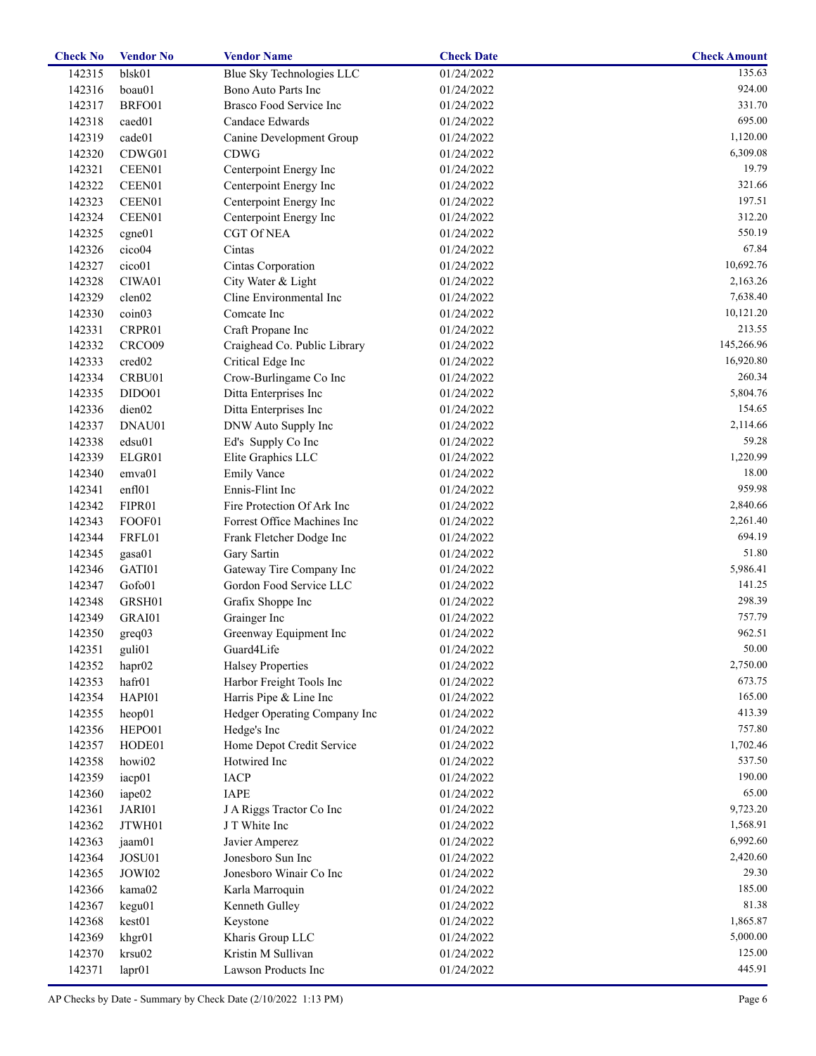| Check No | Vendor No | Vendor Name | Check Date | Check Amount |
|---|---|---|---|---|
| 142315 | blsk01 | Blue Sky Technologies LLC | 01/24/2022 | 135.63 |
| 142316 | boau01 | Bono Auto Parts Inc | 01/24/2022 | 924.00 |
| 142317 | BRFO01 | Brasco Food Service Inc | 01/24/2022 | 331.70 |
| 142318 | caed01 | Candace Edwards | 01/24/2022 | 695.00 |
| 142319 | cade01 | Canine Development Group | 01/24/2022 | 1,120.00 |
| 142320 | CDWG01 | CDWG | 01/24/2022 | 6,309.08 |
| 142321 | CEEN01 | Centerpoint Energy Inc | 01/24/2022 | 19.79 |
| 142322 | CEEN01 | Centerpoint Energy Inc | 01/24/2022 | 321.66 |
| 142323 | CEEN01 | Centerpoint Energy Inc | 01/24/2022 | 197.51 |
| 142324 | CEEN01 | Centerpoint Energy Inc | 01/24/2022 | 312.20 |
| 142325 | cgne01 | CGT Of NEA | 01/24/2022 | 550.19 |
| 142326 | cico04 | Cintas | 01/24/2022 | 67.84 |
| 142327 | cico01 | Cintas Corporation | 01/24/2022 | 10,692.76 |
| 142328 | CIWA01 | City Water & Light | 01/24/2022 | 2,163.26 |
| 142329 | clen02 | Cline Environmental Inc | 01/24/2022 | 7,638.40 |
| 142330 | coin03 | Comcate Inc | 01/24/2022 | 10,121.20 |
| 142331 | CRPR01 | Craft Propane Inc | 01/24/2022 | 213.55 |
| 142332 | CRCO09 | Craighead Co. Public Library | 01/24/2022 | 145,266.96 |
| 142333 | cred02 | Critical Edge Inc | 01/24/2022 | 16,920.80 |
| 142334 | CRBU01 | Crow-Burlingame Co Inc | 01/24/2022 | 260.34 |
| 142335 | DIDO01 | Ditta Enterprises Inc | 01/24/2022 | 5,804.76 |
| 142336 | dien02 | Ditta Enterprises Inc | 01/24/2022 | 154.65 |
| 142337 | DNAU01 | DNW Auto Supply Inc | 01/24/2022 | 2,114.66 |
| 142338 | edsu01 | Ed's Supply Co Inc | 01/24/2022 | 59.28 |
| 142339 | ELGR01 | Elite Graphics LLC | 01/24/2022 | 1,220.99 |
| 142340 | emva01 | Emily Vance | 01/24/2022 | 18.00 |
| 142341 | enfl01 | Ennis-Flint Inc | 01/24/2022 | 959.98 |
| 142342 | FIPR01 | Fire Protection Of Ark Inc | 01/24/2022 | 2,840.66 |
| 142343 | FOOF01 | Forrest Office Machines Inc | 01/24/2022 | 2,261.40 |
| 142344 | FRFL01 | Frank Fletcher Dodge Inc | 01/24/2022 | 694.19 |
| 142345 | gasa01 | Gary Sartin | 01/24/2022 | 51.80 |
| 142346 | GATI01 | Gateway Tire Company Inc | 01/24/2022 | 5,986.41 |
| 142347 | Gofo01 | Gordon Food Service LLC | 01/24/2022 | 141.25 |
| 142348 | GRSH01 | Grafix Shoppe Inc | 01/24/2022 | 298.39 |
| 142349 | GRAI01 | Grainger Inc | 01/24/2022 | 757.79 |
| 142350 | greq03 | Greenway Equipment Inc | 01/24/2022 | 962.51 |
| 142351 | guli01 | Guard4Life | 01/24/2022 | 50.00 |
| 142352 | hapr02 | Halsey Properties | 01/24/2022 | 2,750.00 |
| 142353 | hafr01 | Harbor Freight Tools Inc | 01/24/2022 | 673.75 |
| 142354 | HAPI01 | Harris Pipe & Line Inc | 01/24/2022 | 165.00 |
| 142355 | heop01 | Hedger Operating Company Inc | 01/24/2022 | 413.39 |
| 142356 | HEPO01 | Hedge's Inc | 01/24/2022 | 757.80 |
| 142357 | HODE01 | Home Depot Credit Service | 01/24/2022 | 1,702.46 |
| 142358 | howi02 | Hotwired Inc | 01/24/2022 | 537.50 |
| 142359 | iacp01 | IACP | 01/24/2022 | 190.00 |
| 142360 | iape02 | IAPE | 01/24/2022 | 65.00 |
| 142361 | JARI01 | J A Riggs Tractor Co Inc | 01/24/2022 | 9,723.20 |
| 142362 | JTWH01 | J T White Inc | 01/24/2022 | 1,568.91 |
| 142363 | jaam01 | Javier Amperez | 01/24/2022 | 6,992.60 |
| 142364 | JOSU01 | Jonesboro Sun Inc | 01/24/2022 | 2,420.60 |
| 142365 | JOWI02 | Jonesboro Winair Co Inc | 01/24/2022 | 29.30 |
| 142366 | kama02 | Karla Marroquin | 01/24/2022 | 185.00 |
| 142367 | kegu01 | Kenneth Gulley | 01/24/2022 | 81.38 |
| 142368 | kest01 | Keystone | 01/24/2022 | 1,865.87 |
| 142369 | khgr01 | Kharis Group LLC | 01/24/2022 | 5,000.00 |
| 142370 | krsu02 | Kristin M Sullivan | 01/24/2022 | 125.00 |
| 142371 | lapr01 | Lawson Products Inc | 01/24/2022 | 445.91 |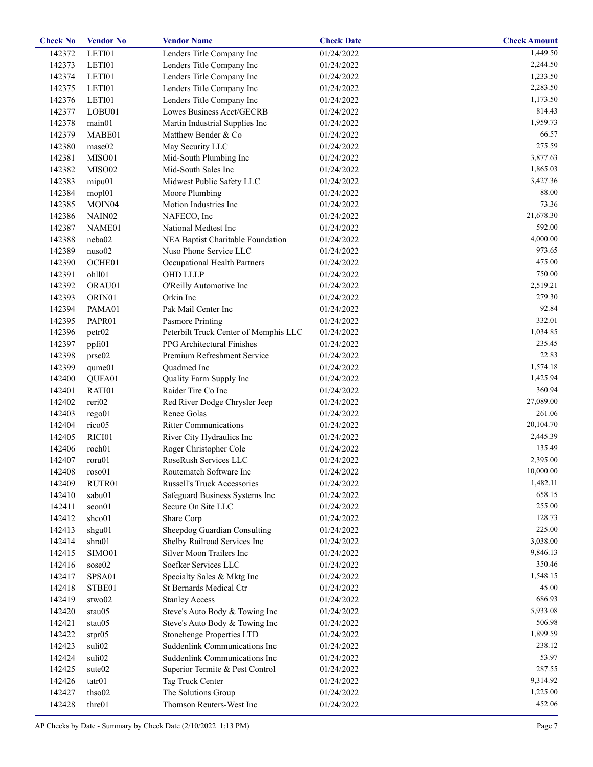| Check No | Vendor No | Vendor Name | Check Date | Check Amount |
|---|---|---|---|---|
| 142372 | LETI01 | Lenders Title Company Inc | 01/24/2022 | 1,449.50 |
| 142373 | LETI01 | Lenders Title Company Inc | 01/24/2022 | 2,244.50 |
| 142374 | LETI01 | Lenders Title Company Inc | 01/24/2022 | 1,233.50 |
| 142375 | LETI01 | Lenders Title Company Inc | 01/24/2022 | 2,283.50 |
| 142376 | LETI01 | Lenders Title Company Inc | 01/24/2022 | 1,173.50 |
| 142377 | LOBU01 | Lowes Business Acct/GECRB | 01/24/2022 | 814.43 |
| 142378 | main01 | Martin Industrial Supplies Inc | 01/24/2022 | 1,959.73 |
| 142379 | MABE01 | Matthew Bender & Co | 01/24/2022 | 66.57 |
| 142380 | mase02 | May Security LLC | 01/24/2022 | 275.59 |
| 142381 | MISO01 | Mid-South Plumbing Inc | 01/24/2022 | 3,877.63 |
| 142382 | MISO02 | Mid-South Sales Inc | 01/24/2022 | 1,865.03 |
| 142383 | mipu01 | Midwest Public Safety LLC | 01/24/2022 | 3,427.36 |
| 142384 | mopl01 | Moore Plumbing | 01/24/2022 | 88.00 |
| 142385 | MOIN04 | Motion Industries Inc | 01/24/2022 | 73.36 |
| 142386 | NAIN02 | NAFECO, Inc | 01/24/2022 | 21,678.30 |
| 142387 | NAME01 | National Medtest Inc | 01/24/2022 | 592.00 |
| 142388 | neba02 | NEA Baptist Charitable Foundation | 01/24/2022 | 4,000.00 |
| 142389 | nuso02 | Nuso Phone Service LLC | 01/24/2022 | 973.65 |
| 142390 | OCHE01 | Occupational Health Partners | 01/24/2022 | 475.00 |
| 142391 | ohll01 | OHD LLLP | 01/24/2022 | 750.00 |
| 142392 | ORAU01 | O'Reilly Automotive Inc | 01/24/2022 | 2,519.21 |
| 142393 | ORIN01 | Orkin Inc | 01/24/2022 | 279.30 |
| 142394 | PAMA01 | Pak Mail Center Inc | 01/24/2022 | 92.84 |
| 142395 | PAPR01 | Pasmore Printing | 01/24/2022 | 332.01 |
| 142396 | petr02 | Peterbilt Truck Center of Memphis LLC | 01/24/2022 | 1,034.85 |
| 142397 | ppfi01 | PPG Architectural Finishes | 01/24/2022 | 235.45 |
| 142398 | prse02 | Premium Refreshment Service | 01/24/2022 | 22.83 |
| 142399 | qume01 | Quadmed Inc | 01/24/2022 | 1,574.18 |
| 142400 | QUFA01 | Quality Farm Supply Inc | 01/24/2022 | 1,425.94 |
| 142401 | RATI01 | Raider Tire Co Inc | 01/24/2022 | 360.94 |
| 142402 | reri02 | Red River Dodge Chrysler Jeep | 01/24/2022 | 27,089.00 |
| 142403 | rego01 | Renee Golas | 01/24/2022 | 261.06 |
| 142404 | rico05 | Ritter Communications | 01/24/2022 | 20,104.70 |
| 142405 | RICI01 | River City Hydraulics Inc | 01/24/2022 | 2,445.39 |
| 142406 | roch01 | Roger Christopher Cole | 01/24/2022 | 135.49 |
| 142407 | roru01 | RoseRush Services LLC | 01/24/2022 | 2,395.00 |
| 142408 | roso01 | Routematch Software Inc | 01/24/2022 | 10,000.00 |
| 142409 | RUTR01 | Russell's Truck Accessories | 01/24/2022 | 1,482.11 |
| 142410 | sabu01 | Safeguard Business Systems Inc | 01/24/2022 | 658.15 |
| 142411 | seon01 | Secure On Site LLC | 01/24/2022 | 255.00 |
| 142412 | shco01 | Share Corp | 01/24/2022 | 128.73 |
| 142413 | shgu01 | Sheepdog Guardian Consulting | 01/24/2022 | 225.00 |
| 142414 | shra01 | Shelby Railroad Services Inc | 01/24/2022 | 3,038.00 |
| 142415 | SIMO01 | Silver Moon Trailers Inc | 01/24/2022 | 9,846.13 |
| 142416 | sose02 | Soefker Services LLC | 01/24/2022 | 350.46 |
| 142417 | SPSA01 | Specialty Sales & Mktg Inc | 01/24/2022 | 1,548.15 |
| 142418 | STBE01 | St Bernards Medical Ctr | 01/24/2022 | 45.00 |
| 142419 | stwo02 | Stanley Access | 01/24/2022 | 686.93 |
| 142420 | stau05 | Steve's Auto Body & Towing Inc | 01/24/2022 | 5,933.08 |
| 142421 | stau05 | Steve's Auto Body & Towing Inc | 01/24/2022 | 506.98 |
| 142422 | stpr05 | Stonehenge Properties LTD | 01/24/2022 | 1,899.59 |
| 142423 | suli02 | Suddenlink Communications Inc | 01/24/2022 | 238.12 |
| 142424 | suli02 | Suddenlink Communications Inc | 01/24/2022 | 53.97 |
| 142425 | sute02 | Superior Termite & Pest Control | 01/24/2022 | 287.55 |
| 142426 | tatr01 | Tag Truck Center | 01/24/2022 | 9,314.92 |
| 142427 | thso02 | The Solutions Group | 01/24/2022 | 1,225.00 |
| 142428 | thre01 | Thomson Reuters-West Inc | 01/24/2022 | 452.06 |

AP Checks by Date - Summary by Check Date (2/10/2022 1:13 PM)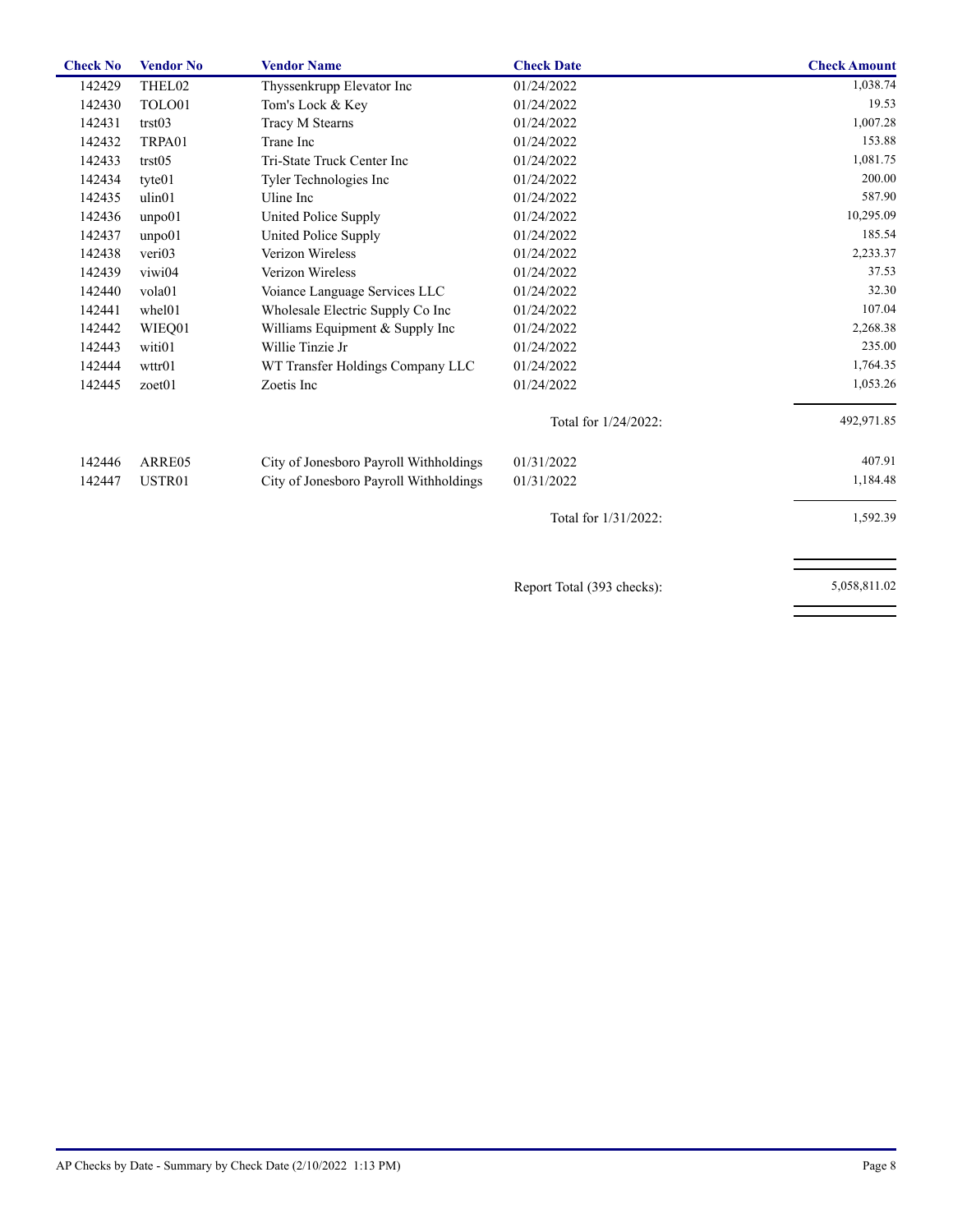| Check No | Vendor No | Vendor Name | Check Date | Check Amount |
|---|---|---|---|---|
| 142429 | THEL02 | Thyssenkrupp Elevator Inc | 01/24/2022 | 1,038.74 |
| 142430 | TOLO01 | Tom's Lock & Key | 01/24/2022 | 19.53 |
| 142431 | trst03 | Tracy M Stearns | 01/24/2022 | 1,007.28 |
| 142432 | TRPA01 | Trane Inc | 01/24/2022 | 153.88 |
| 142433 | trst05 | Tri-State Truck Center Inc | 01/24/2022 | 1,081.75 |
| 142434 | tyte01 | Tyler Technologies Inc | 01/24/2022 | 200.00 |
| 142435 | ulin01 | Uline Inc | 01/24/2022 | 587.90 |
| 142436 | unpo01 | United Police Supply | 01/24/2022 | 10,295.09 |
| 142437 | unpo01 | United Police Supply | 01/24/2022 | 185.54 |
| 142438 | veri03 | Verizon Wireless | 01/24/2022 | 2,233.37 |
| 142439 | viwi04 | Verizon Wireless | 01/24/2022 | 37.53 |
| 142440 | vola01 | Voiance Language Services LLC | 01/24/2022 | 32.30 |
| 142441 | whel01 | Wholesale Electric Supply Co Inc | 01/24/2022 | 107.04 |
| 142442 | WIEQ01 | Williams Equipment & Supply Inc | 01/24/2022 | 2,268.38 |
| 142443 | witi01 | Willie Tinzie Jr | 01/24/2022 | 235.00 |
| 142444 | wttr01 | WT Transfer Holdings Company LLC | 01/24/2022 | 1,764.35 |
| 142445 | zoet01 | Zoetis Inc | 01/24/2022 | 1,053.26 |
| | | | Total for 1/24/2022: | 492,971.85 |
| 142446 | ARRE05 | City of Jonesboro Payroll Withholdings | 01/31/2022 | 407.91 |
| 142447 | USTR01 | City of Jonesboro Payroll Withholdings | 01/31/2022 | 1,184.48 |
| | | | Total for 1/31/2022: | 1,592.39 |
| | | | Report Total (393 checks): | 5,058,811.02 |

AP Checks by Date - Summary by Check Date (2/10/2022 1:13 PM)